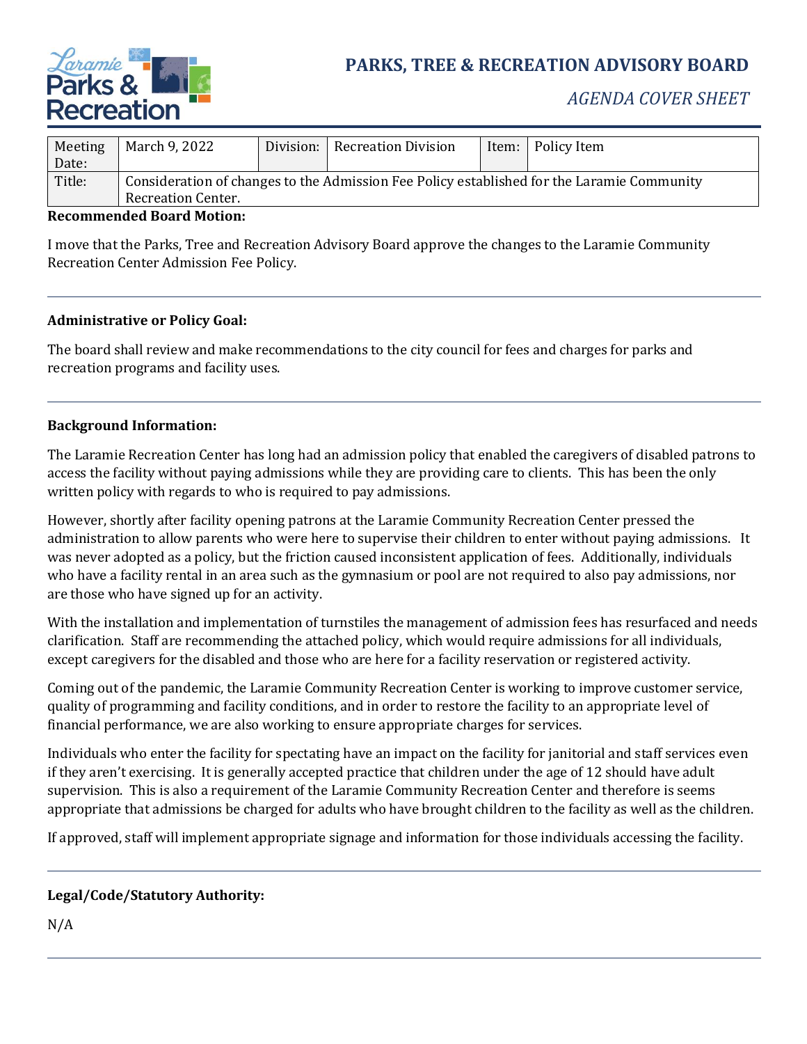# PARKS, TREE & RECREATION ADVISORY BOARD

*AGENDA COVER SHEET*

| Meeting Date: | March 9, 2022 | Division: | Recreation Division | Item: | Policy Item |
|---|---|---|---|---|---|
| Title: | Consideration of changes to the Admission Fee Policy established for the Laramie Community Recreation Center. | | | | |

**Recommended Board Motion:**

I move that the Parks, Tree and Recreation Advisory Board approve the changes to the Laramie Community Recreation Center Admission Fee Policy.

---

**Administrative or Policy Goal:**

The board shall review and make recommendations to the city council for fees and charges for parks and recreation programs and facility uses.

---

**Background Information:**

The Laramie Recreation Center has long had an admission policy that enabled the caregivers of disabled patrons to access the facility without paying admissions while they are providing care to clients. This has been the only written policy with regards to who is required to pay admissions.

However, shortly after facility opening patrons at the Laramie Community Recreation Center pressed the administration to allow parents who were here to supervise their children to enter without paying admissions. It was never adopted as a policy, but the friction caused inconsistent application of fees. Additionally, individuals who have a facility rental in an area such as the gymnasium or pool are not required to also pay admissions, nor are those who have signed up for an activity.

With the installation and implementation of turnstiles the management of admission fees has resurfaced and needs clarification. Staff are recommending the attached policy, which would require admissions for all individuals, except caregivers for the disabled and those who are here for a facility reservation or registered activity.

Coming out of the pandemic, the Laramie Community Recreation Center is working to improve customer service, quality of programming and facility conditions, and in order to restore the facility to an appropriate level of financial performance, we are also working to ensure appropriate charges for services.

Individuals who enter the facility for spectating have an impact on the facility for janitorial and staff services even if they aren't exercising. It is generally accepted practice that children under the age of 12 should have adult supervision. This is also a requirement of the Laramie Community Recreation Center and therefore is seems appropriate that admissions be charged for adults who have brought children to the facility as well as the children.

If approved, staff will implement appropriate signage and information for those individuals accessing the facility.

---

**Legal/Code/Statutory Authority:**

N/A

---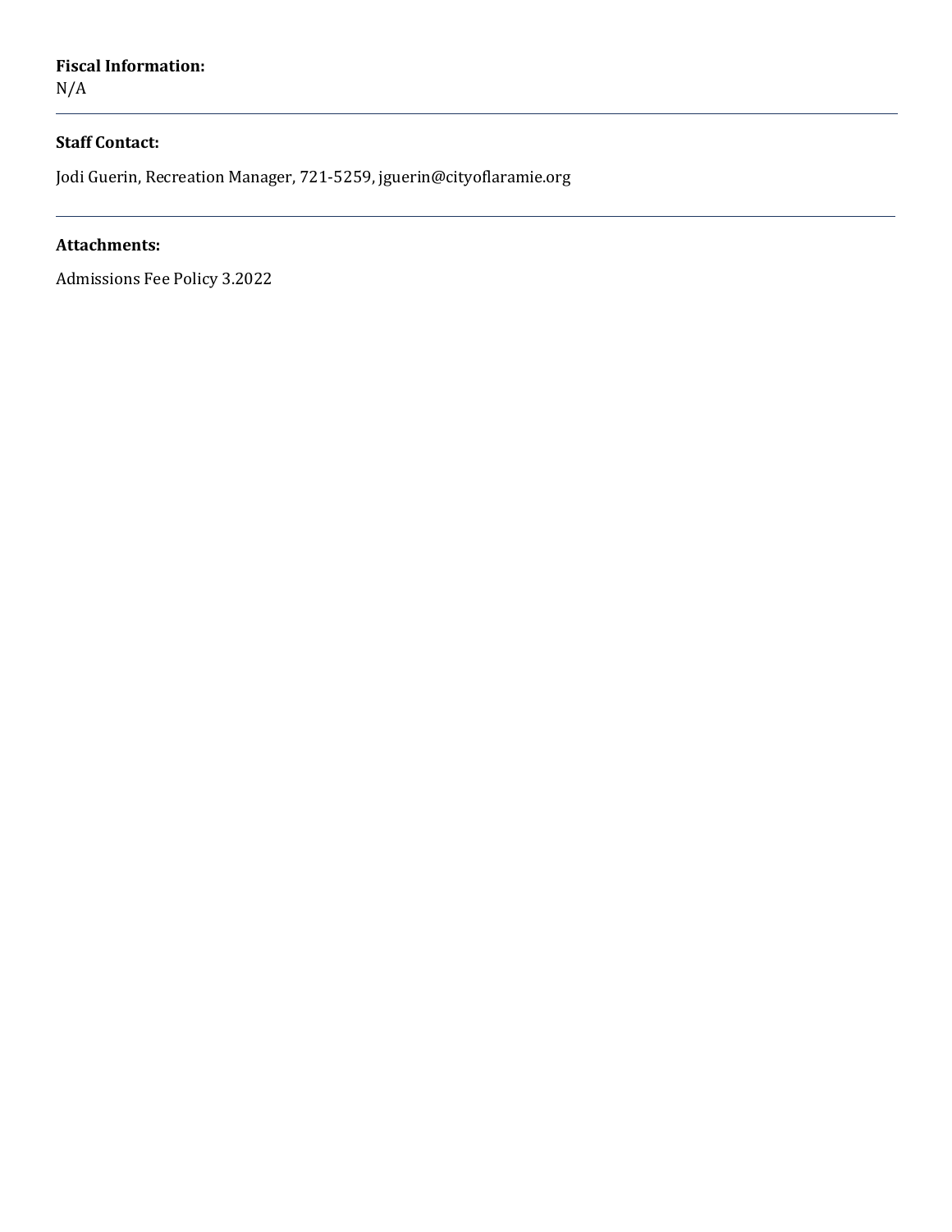**Fiscal Information:**
N/A

---

**Staff Contact:**

Jodi Guerin, Recreation Manager, 721-5259, jguerin@cityoflaramie.org

---

**Attachments:**

Admissions Fee Policy 3.2022